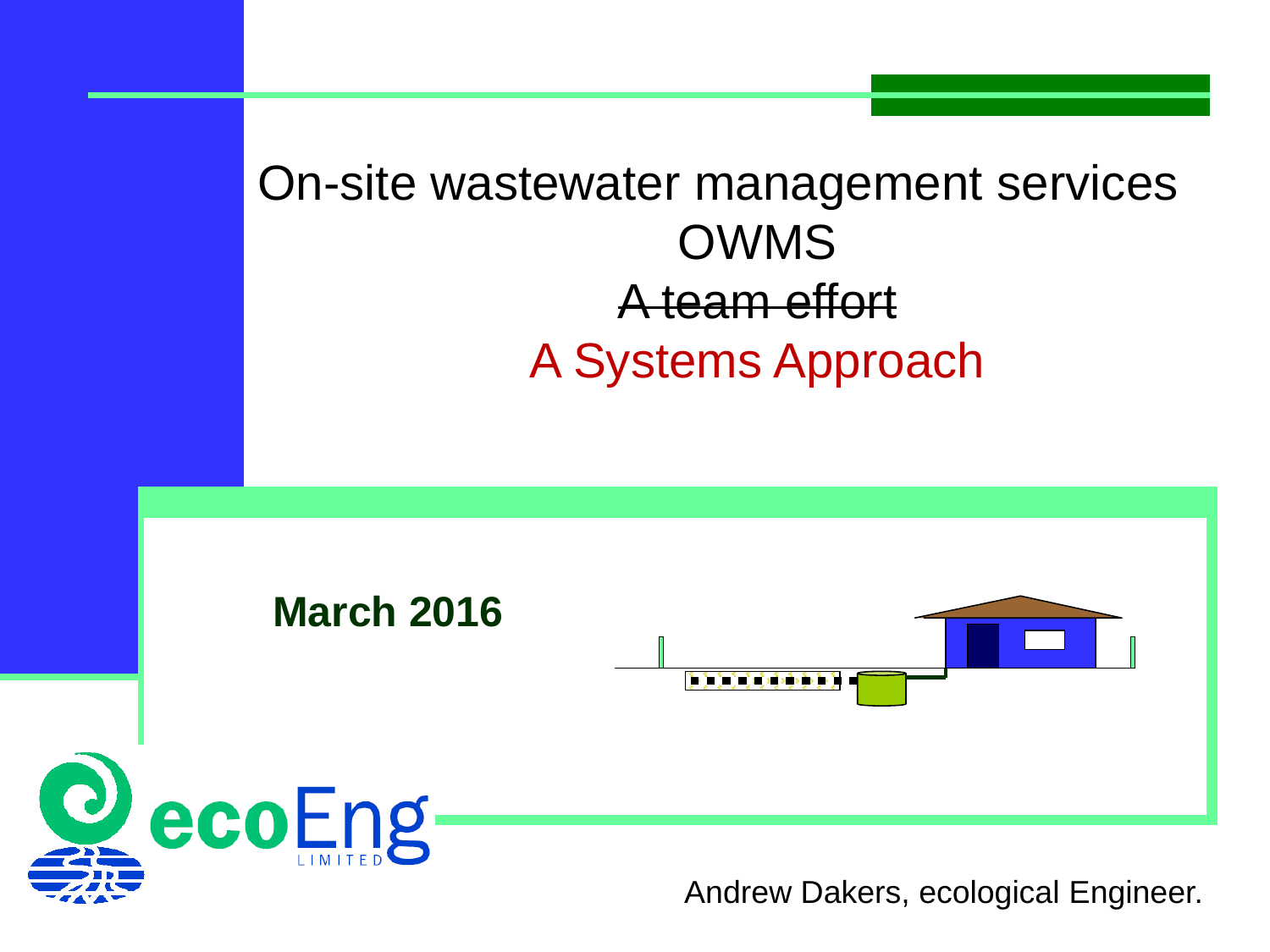# On-site wastewater management services OWMS

~~A team effort~~

A Systems Approach

**March 2016**

ecoEng LIMITED

Andrew Dakers, ecological Engineer.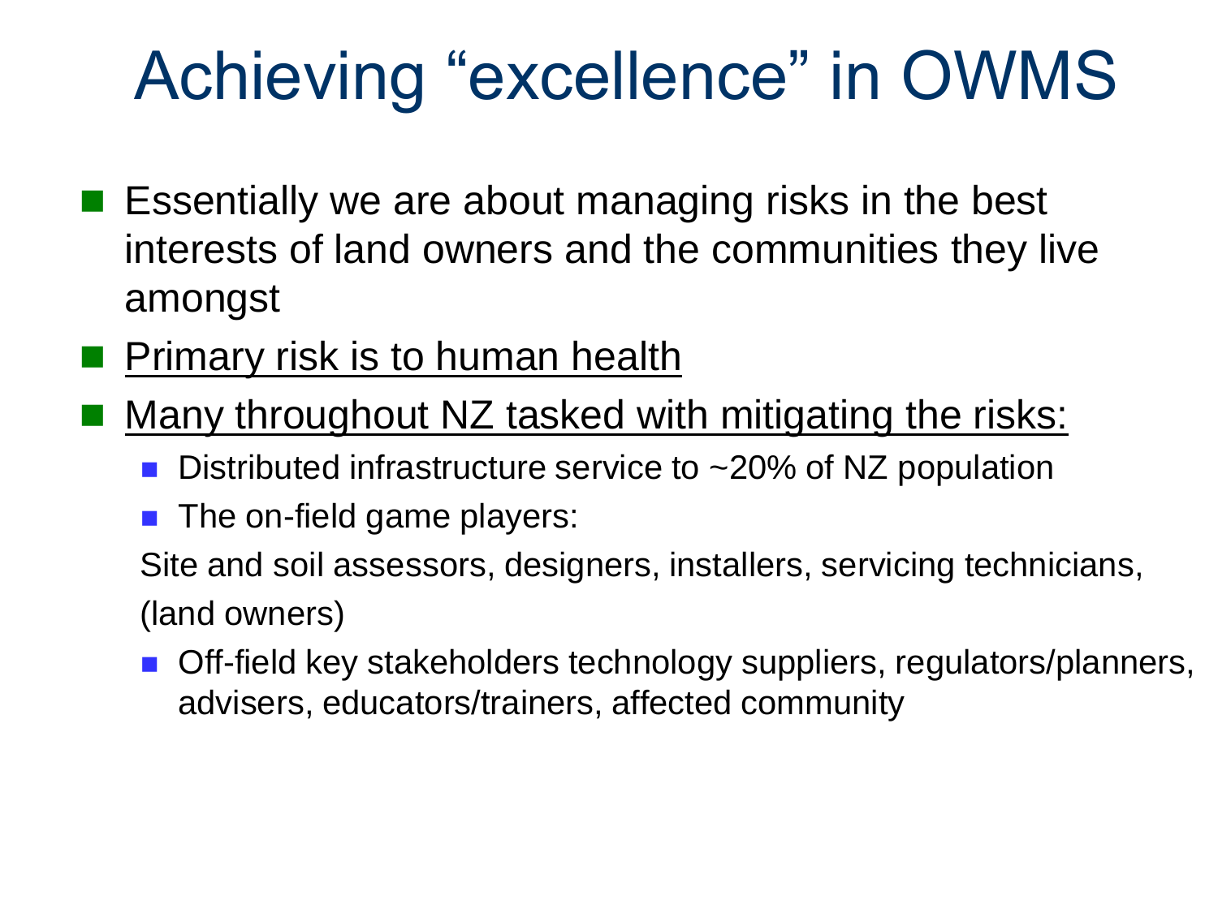# Achieving "excellence" in OWMS

- Essentially we are about managing risks in the best interests of land owners and the communities they live amongst
- <u>Primary risk is to human health</u>
- <u>Many throughout NZ tasked with mitigating the risks:</u>
  - Distributed infrastructure service to ~20% of NZ population
  - The on-field game players:

    Site and soil assessors, designers, installers, servicing technicians, (land owners)
  - Off-field key stakeholders technology suppliers, regulators/planners, advisers, educators/trainers, affected community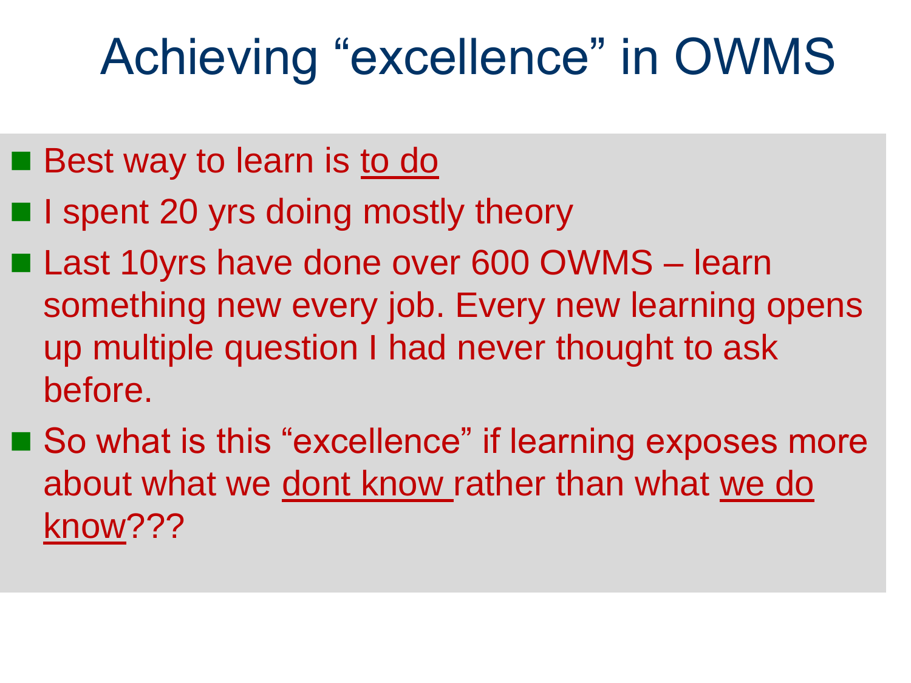# Achieving “excellence” in OWMS

- Best way to learn is <u>to do</u>
- I spent 20 yrs doing mostly theory
- Last 10yrs have done over 600 OWMS – learn something new every job. Every new learning opens up multiple question I had never thought to ask before.
- So what is this “excellence” if learning exposes more about what we <u>dont know</u> rather than what <u>we do know</u>???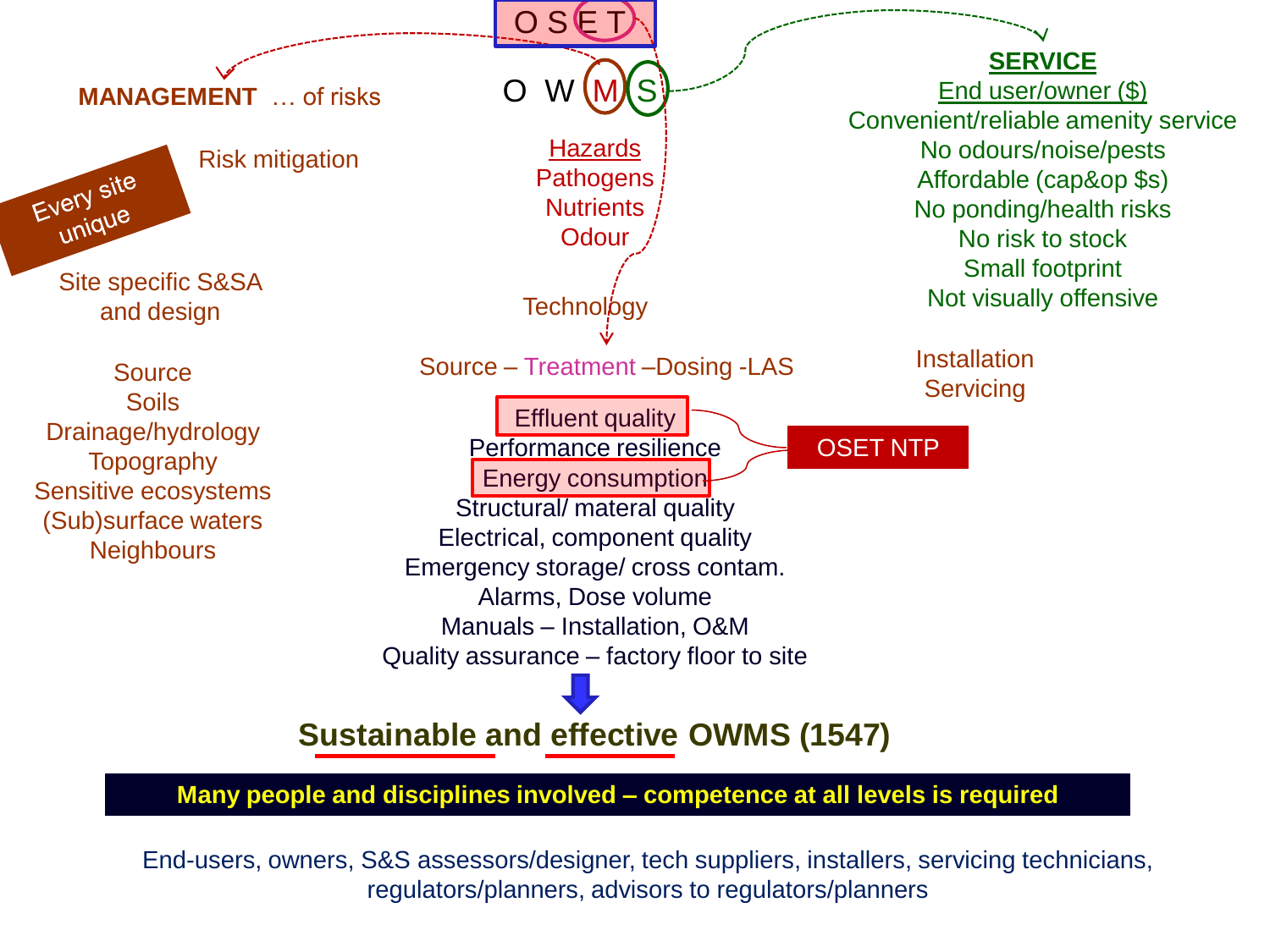OSET

O W M S

**MANAGEMENT** … of risks

Every site unique

Risk mitigation

Site specific S&SA and design

Source
Soils
Drainage/hydrology
Topography
Sensitive ecosystems
(Sub)surface waters
Neighbours

Hazards
Pathogens
Nutrients
Odour

Technology

Source – Treatment –Dosing -LAS

Effluent quality
Performance resilience
Energy consumption
Structural/ materal quality
Electrical, component quality
Emergency storage/ cross contam.
Alarms, Dose volume
Manuals – Installation, O&M
Quality assurance – factory floor to site

OSET NTP

**SERVICE**

End user/owner ($)
Convenient/reliable amenity service
No odours/noise/pests
Affordable (cap&op $s)
No ponding/health risks
No risk to stock
Small footprint
Not visually offensive

Installation
Servicing

**Sustainable and effective OWMS (1547)**

**Many people and disciplines involved – competence at all levels is required**

End-users, owners, S&S assessors/designer, tech suppliers, installers, servicing technicians, regulators/planners, advisors to regulators/planners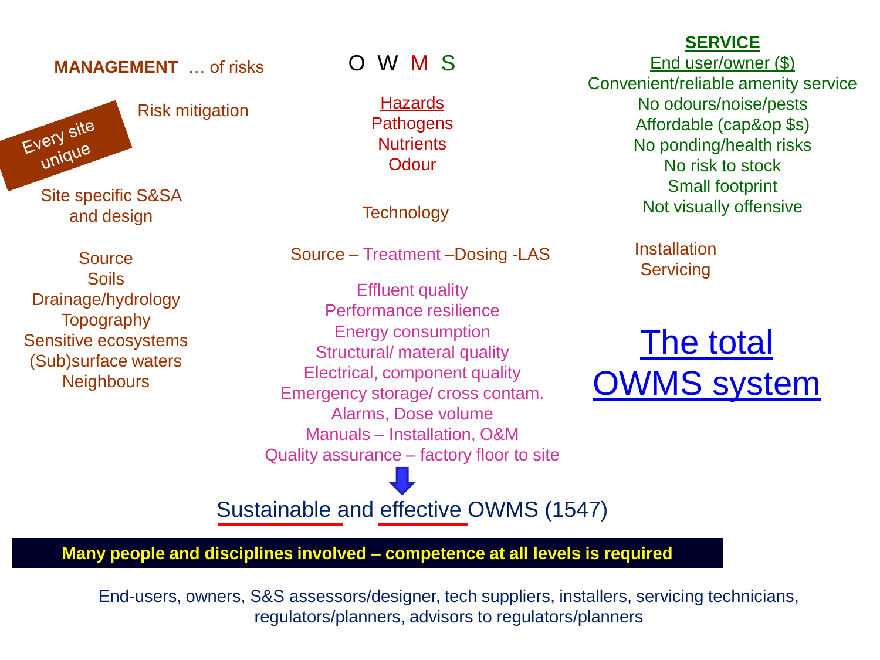**MANAGEMENT** … of risks

Every site unique

Risk mitigation

Site specific S&SA and design

Source
Soils
Drainage/hydrology
Topography
Sensitive ecosystems
(Sub)surface waters
Neighbours

O W M S

Hazards
Pathogens
Nutrients
Odour

Technology

Source – Treatment –Dosing -LAS

Effluent quality
Performance resilience
Energy consumption
Structural/ materal quality
Electrical, component quality
Emergency storage/ cross contam.
Alarms, Dose volume
Manuals – Installation, O&M
Quality assurance – factory floor to site

**SERVICE**

End user/owner ($)
Convenient/reliable amenity service
No odours/noise/pests
Affordable (cap&op $s)
No ponding/health risks
No risk to stock
Small footprint
Not visually offensive

Installation
Servicing

## The total OWMS system

Sustainable and effective OWMS (1547)

**Many people and disciplines involved – competence at all levels is required**

End-users, owners, S&S assessors/designer, tech suppliers, installers, servicing technicians, regulators/planners, advisors to regulators/planners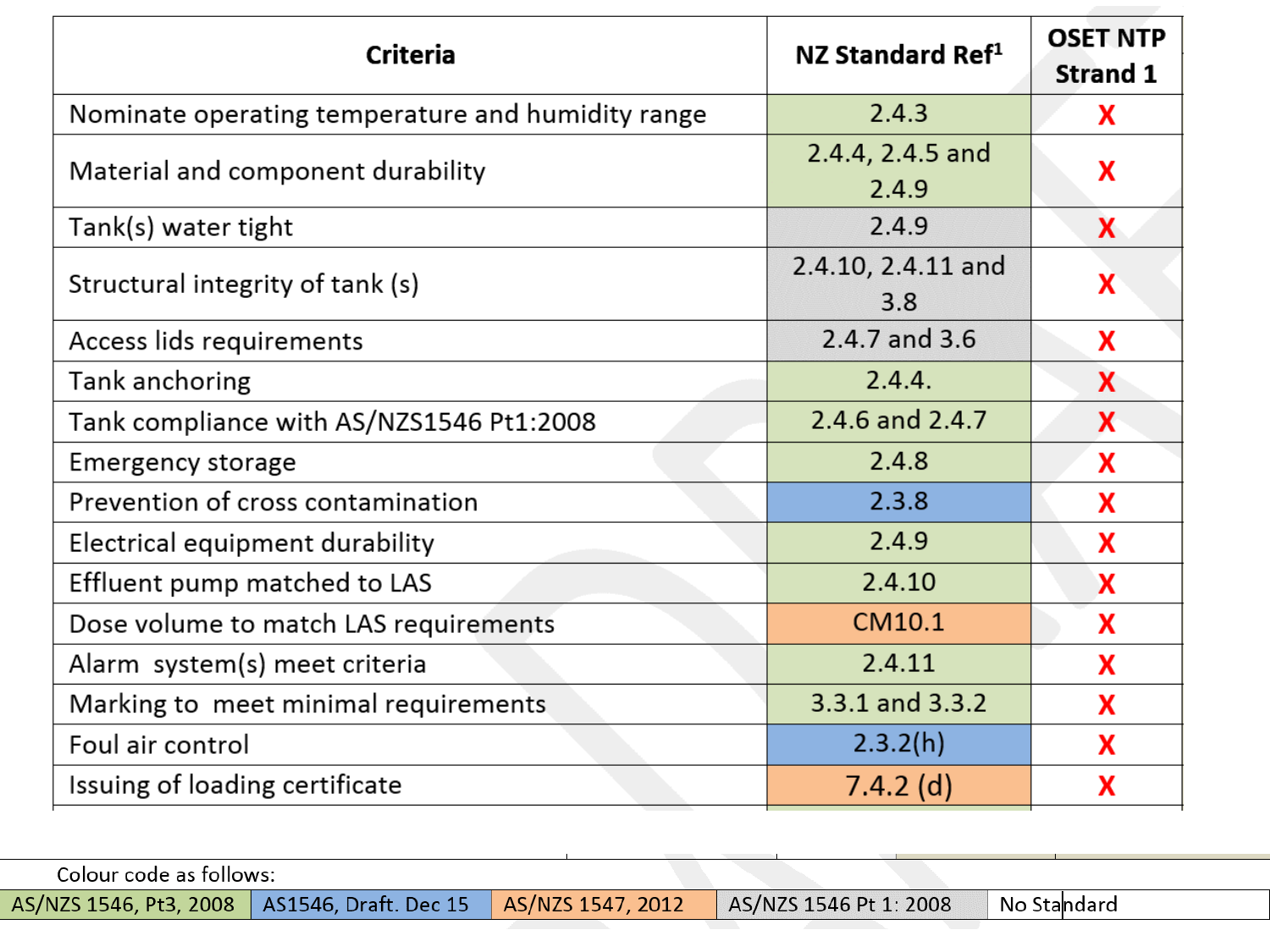| Criteria | NZ Standard Ref[1] | OSET NTP Strand 1 |
|---|---|---|
| Nominate operating temperature and humidity range | 2.4.3 | X |
| Material and component durability | 2.4.4, 2.4.5 and 2.4.9 | X |
| Tank(s) water tight | 2.4.9 | X |
| Structural integrity of tank (s) | 2.4.10, 2.4.11 and 3.8 | X |
| Access lids requirements | 2.4.7 and 3.6 | X |
| Tank anchoring | 2.4.4. | X |
| Tank compliance with AS/NZS1546 Pt1:2008 | 2.4.6 and 2.4.7 | X |
| Emergency storage | 2.4.8 | X |
| Prevention of cross contamination | 2.3.8 | X |
| Electrical equipment durability | 2.4.9 | X |
| Effluent pump matched to LAS | 2.4.10 | X |
| Dose volume to match LAS requirements | CM10.1 | X |
| Alarm system(s) meet criteria | 2.4.11 | X |
| Marking to meet minimal requirements | 3.3.1 and 3.3.2 | X |
| Foul air control | 2.3.2(h) | X |
| Issuing of loading certificate | 7.4.2 (d) | X |

Colour code as follows:

| AS/NZS 1546, Pt3, 2008 | AS1546, Draft. Dec 15 | AS/NZS 1547, 2012 | AS/NZS 1546 Pt 1: 2008 | No Standard |
|---|---|---|---|---|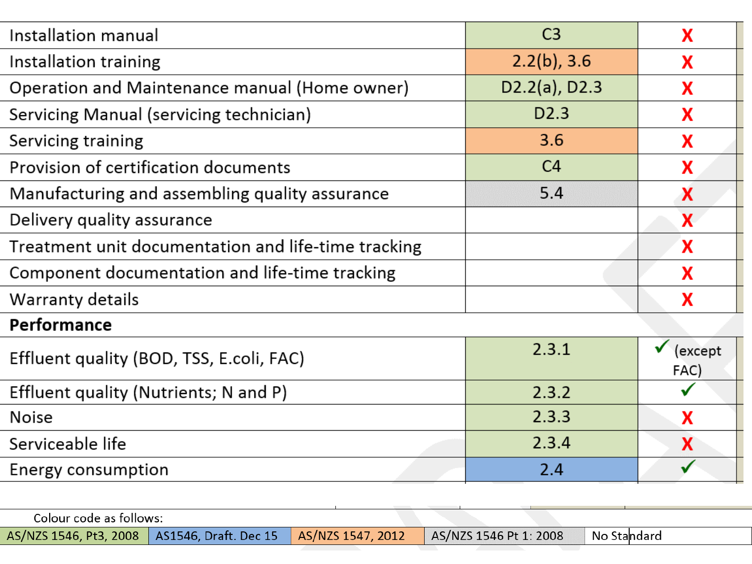| | | |
|---|---|---|
| Installation manual | C3 | X |
| Installation training | 2.2(b), 3.6 | X |
| Operation and Maintenance manual (Home owner) | D2.2(a), D2.3 | X |
| Servicing Manual (servicing technician) | D2.3 | X |
| Servicing training | 3.6 | X |
| Provision of certification documents | C4 | X |
| Manufacturing and assembling quality assurance | 5.4 | X |
| Delivery quality assurance | | X |
| Treatment unit documentation and life-time tracking | | X |
| Component documentation and life-time tracking | | X |
| Warranty details | | X |
| **Performance** | | |
| Effluent quality (BOD, TSS, E.coli, FAC) | 2.3.1 | ✓ (except FAC) |
| Effluent quality (Nutrients; N and P) | 2.3.2 | ✓ |
| Noise | 2.3.3 | X |
| Serviceable life | 2.3.4 | X |
| Energy consumption | 2.4 | ✓ |

Colour code as follows:

| AS/NZS 1546, Pt3, 2008 | AS1546, Draft. Dec 15 | AS/NZS 1547, 2012 | AS/NZS 1546 Pt 1: 2008 | No Standard |
|---|---|---|---|---|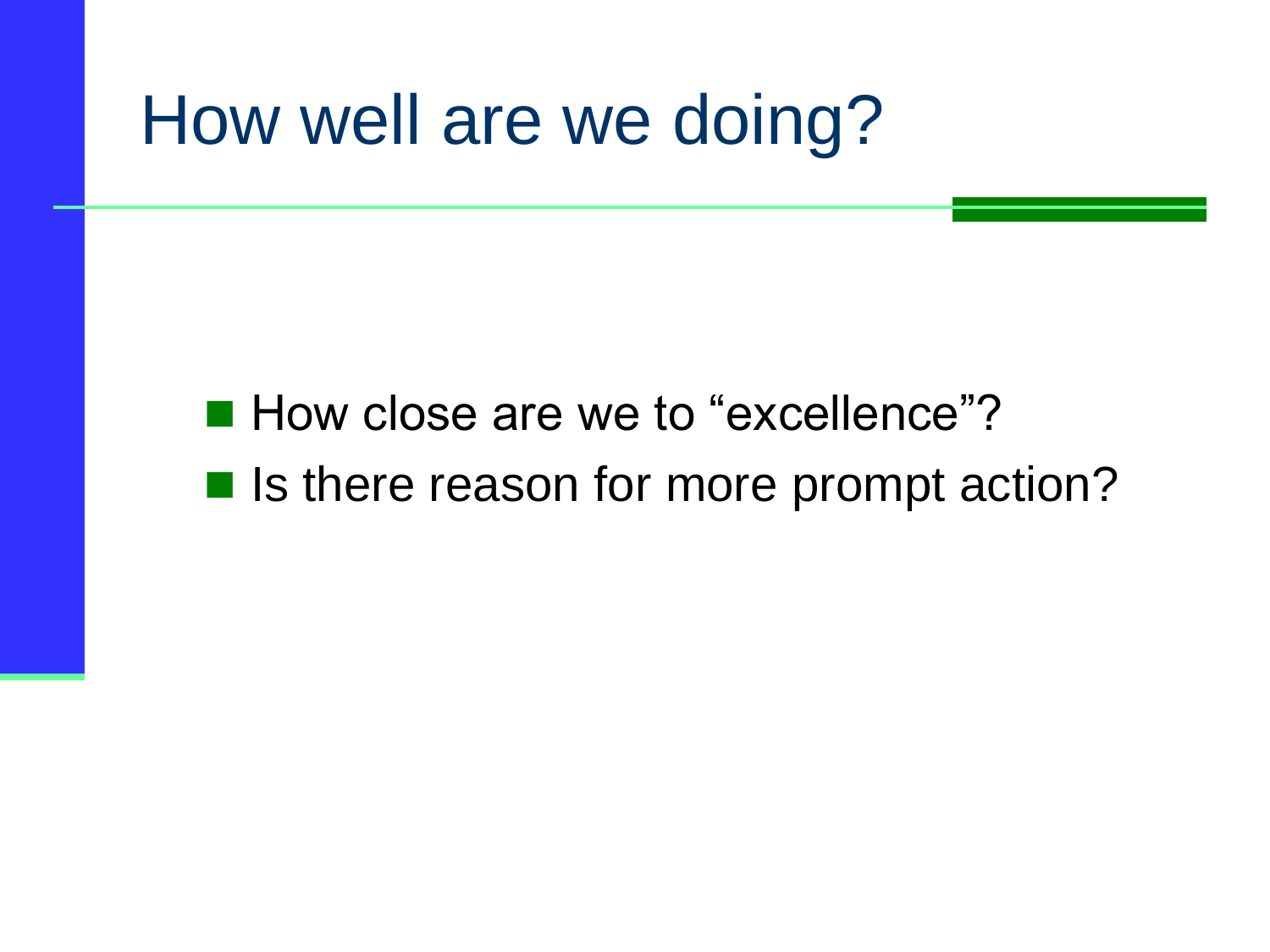# How well are we doing?

- How close are we to “excellence”?
- Is there reason for more prompt action?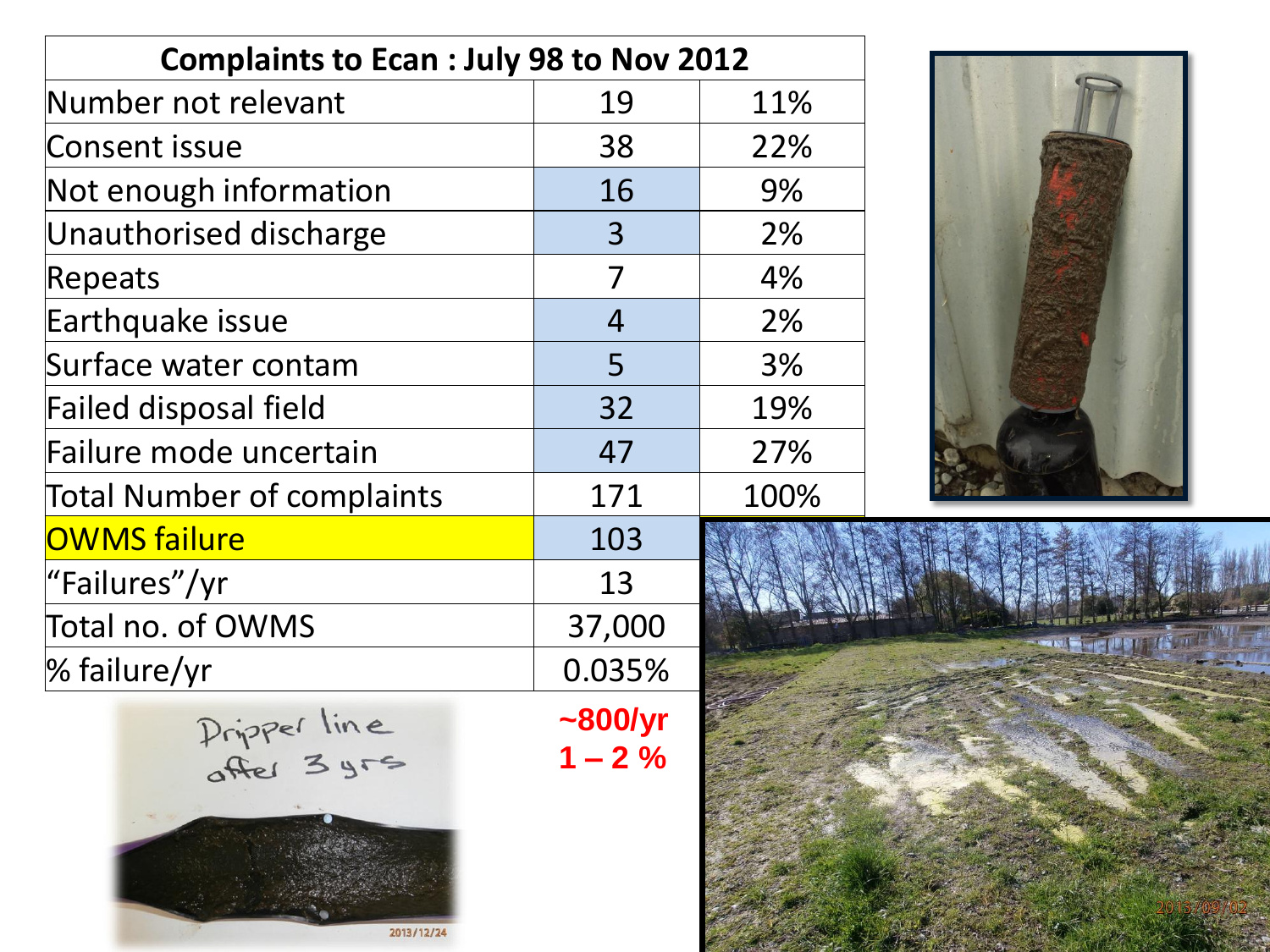| Complaints to Ecan : July 98 to Nov 2012 | | |
|---|---|---|
| Number not relevant | 19 | 11% |
| Consent issue | 38 | 22% |
| Not enough information | 16 | 9% |
| Unauthorised discharge | 3 | 2% |
| Repeats | 7 | 4% |
| Earthquake issue | 4 | 2% |
| Surface water contam | 5 | 3% |
| Failed disposal field | 32 | 19% |
| Failure mode uncertain | 47 | 27% |
| Total Number of complaints | 171 | 100% |
| OWMS failure | 103 | |
| "Failures"/yr | 13 | |
| Total no. of OWMS | 37,000 | |
| % failure/yr | 0.035% | |

**~800/yr**
**1 – 2 %**

Dripper line after 3 yrs

2013/12/24

2013/09/02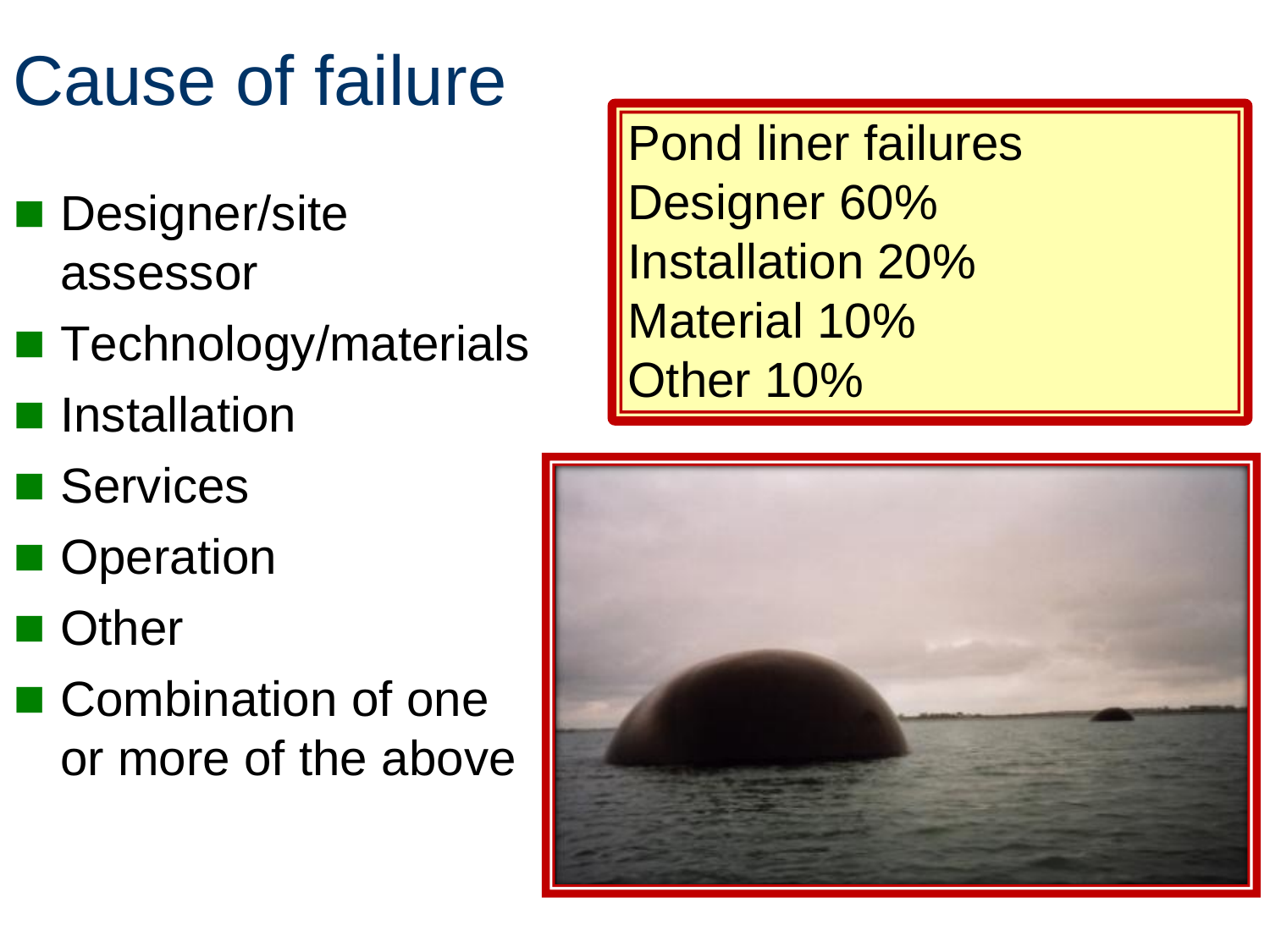# Cause of failure

- Designer/site assessor
- Technology/materials
- Installation
- Services
- Operation
- Other
- Combination of one or more of the above

Pond liner failures
Designer 60%
Installation 20%
Material 10%
Other 10%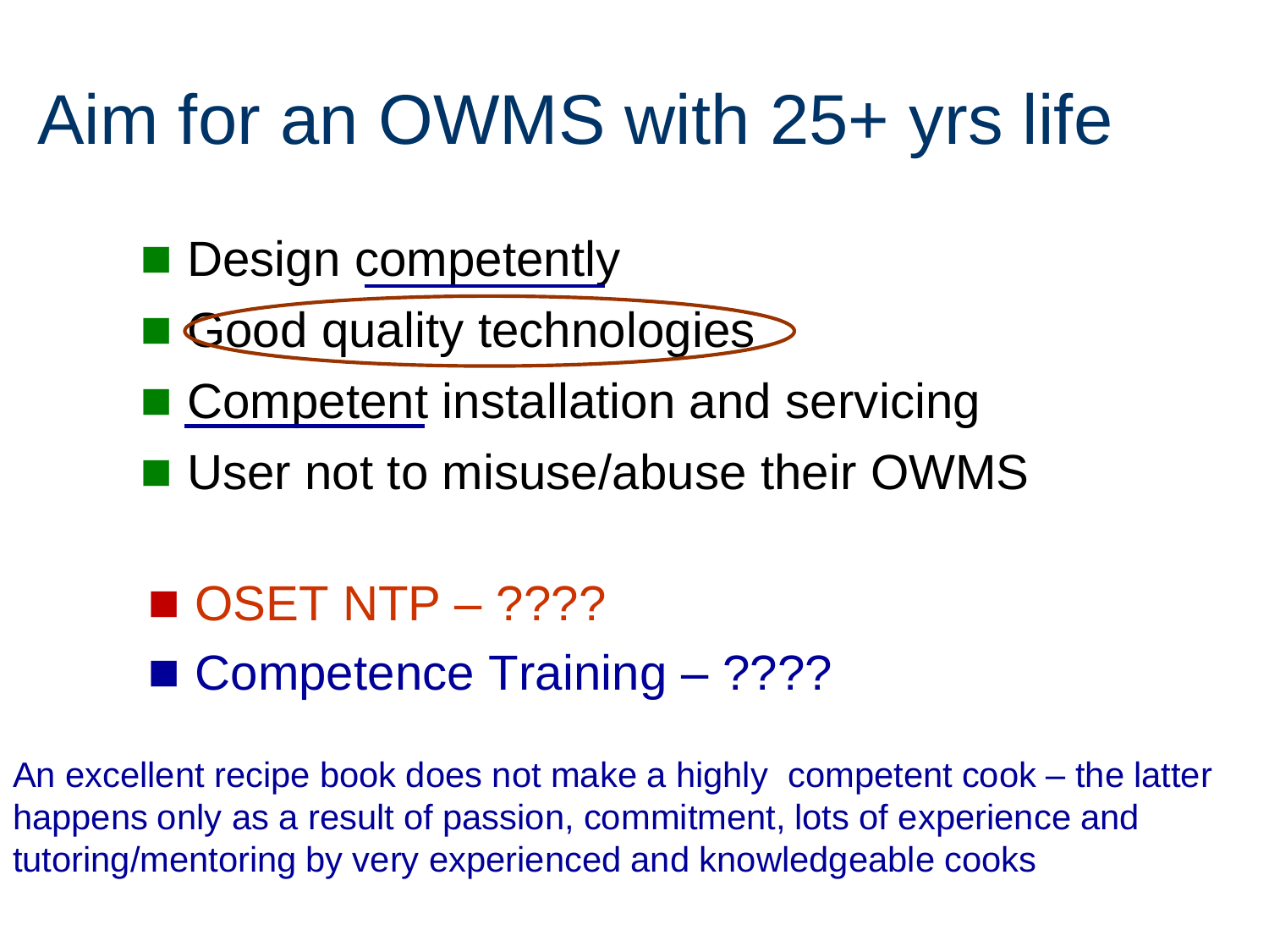# Aim for an OWMS with 25+ yrs life

- Design competently
- Good quality technologies
- Competent installation and servicing
- User not to misuse/abuse their OWMS

- OSET NTP – ????
- Competence Training – ????

An excellent recipe book does not make a highly competent cook – the latter happens only as a result of passion, commitment, lots of experience and tutoring/mentoring by very experienced and knowledgeable cooks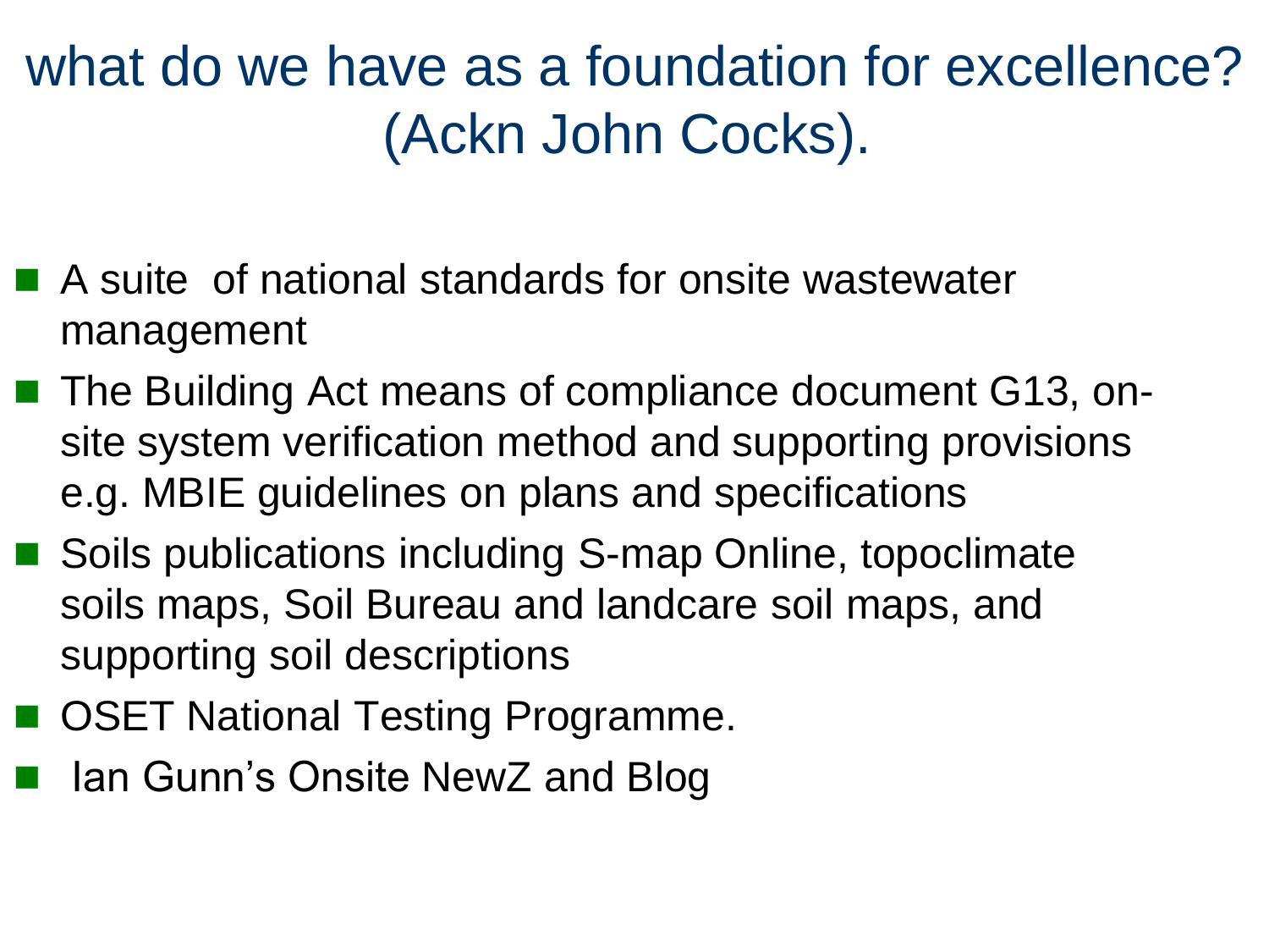# what do we have as a foundation for excellence? (Ackn John Cocks).

- A suite of national standards for onsite wastewater management
- The Building Act means of compliance document G13, on-site system verification method and supporting provisions e.g. MBIE guidelines on plans and specifications
- Soils publications including S-map Online, topoclimate soils maps, Soil Bureau and landcare soil maps, and supporting soil descriptions
- OSET National Testing Programme.
- Ian Gunn's Onsite NewZ and Blog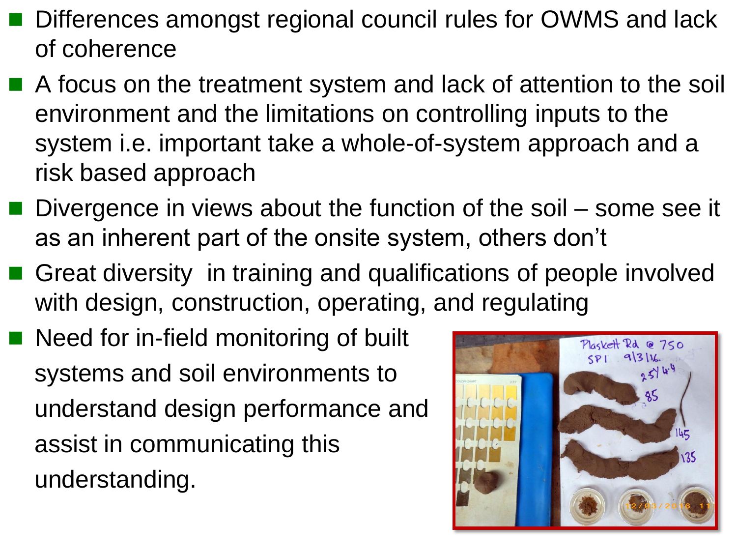- Differences amongst regional council rules for OWMS and lack of coherence
- A focus on the treatment system and lack of attention to the soil environment and the limitations on controlling inputs to the system i.e. important take a whole-of-system approach and a risk based approach
- Divergence in views about the function of the soil – some see it as an inherent part of the onsite system, others don't
- Great diversity in training and qualifications of people involved with design, construction, operating, and regulating
- Need for in-field monitoring of built systems and soil environments to understand design performance and assist in communicating this understanding.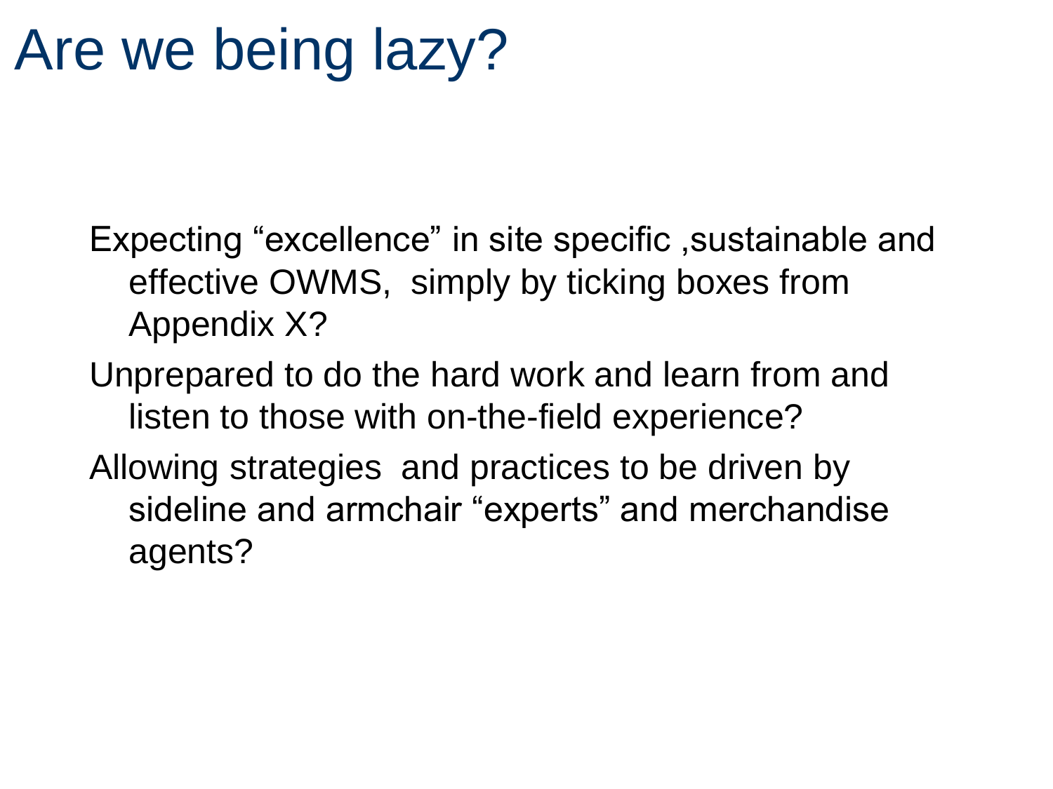# Are we being lazy?

Expecting “excellence” in site specific ,sustainable and effective OWMS, simply by ticking boxes from Appendix X?

Unprepared to do the hard work and learn from and listen to those with on-the-field experience?

Allowing strategies and practices to be driven by sideline and armchair “experts” and merchandise agents?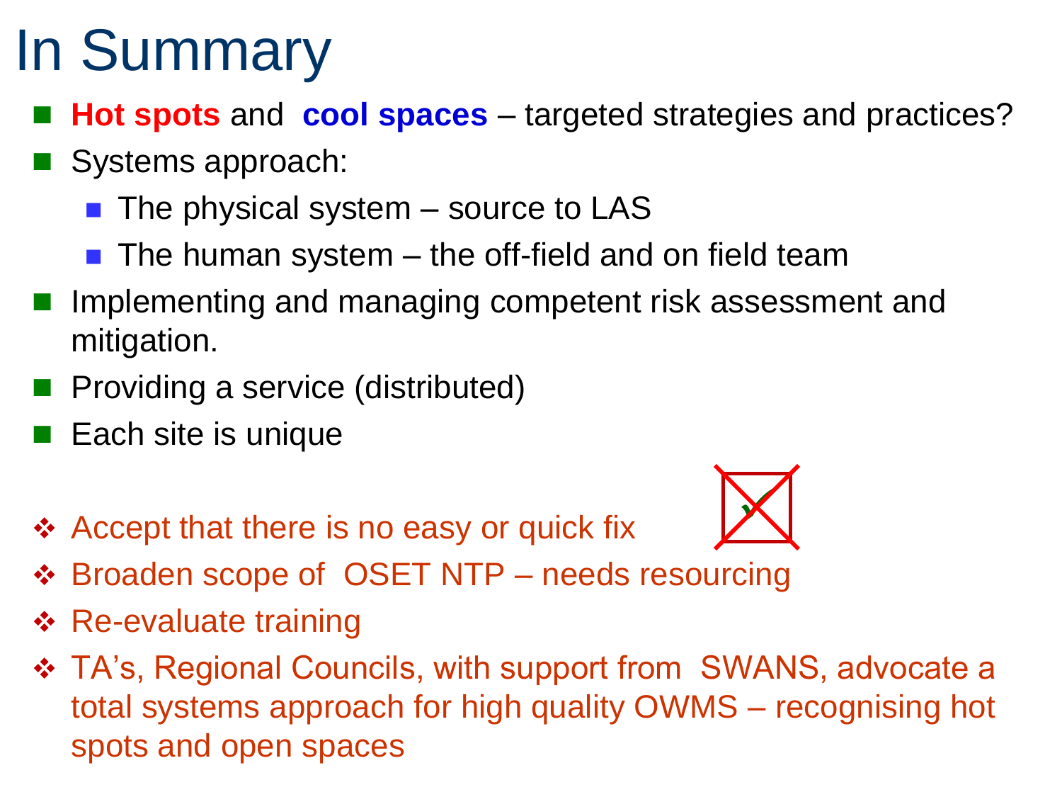# In Summary

- **Hot spots** and **cool spaces** – targeted strategies and practices?
- Systems approach:
  - The physical system – source to LAS
  - The human system – the off-field and on field team
- Implementing and managing competent risk assessment and mitigation.
- Providing a service (distributed)
- Each site is unique

- Accept that there is no easy or quick fix
- Broaden scope of OSET NTP – needs resourcing
- Re-evaluate training
- TA's, Regional Councils, with support from SWANS, advocate a total systems approach for high quality OWMS – recognising hot spots and open spaces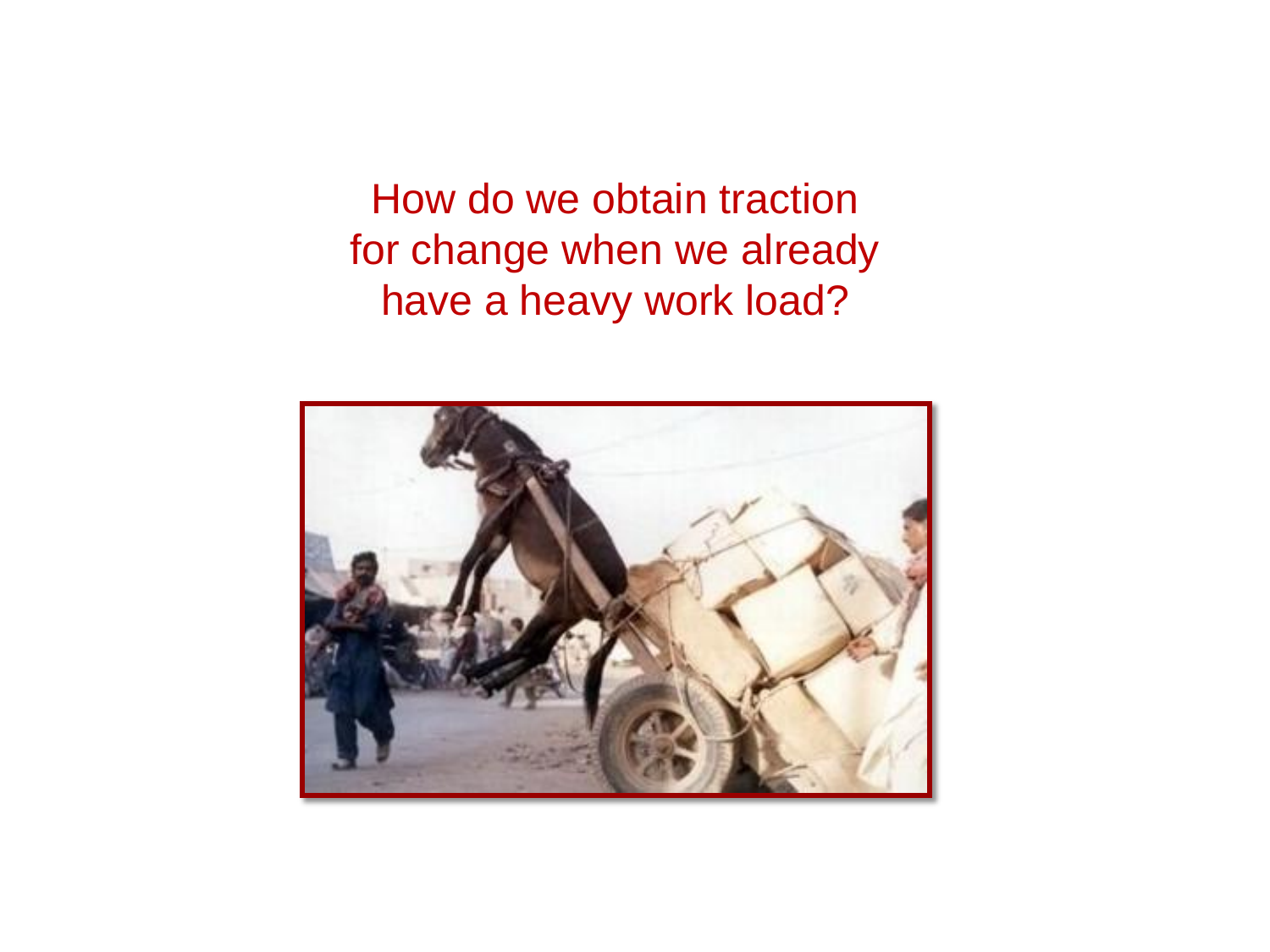How do we obtain traction for change when we already have a heavy work load?